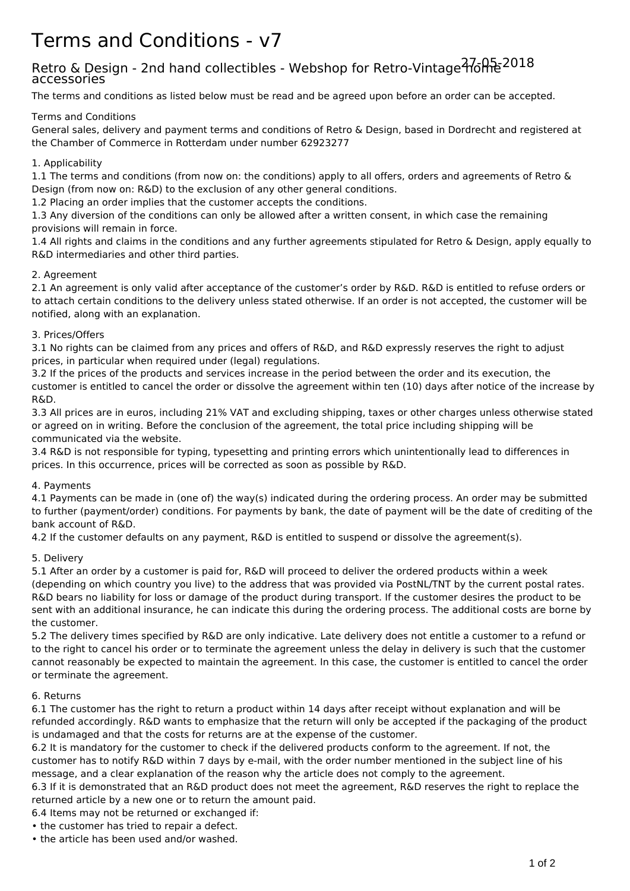# Terms and Conditions - v7

## Retro & Design - 2nd hand collectibles - Webshop for Retro-Vintage home accessories

27-05-2018

The terms and conditions as listed below must be read and be agreed upon before an order can be accepted.

Terms and Conditions
General sales, delivery and payment terms and conditions of Retro & Design, based in Dordrecht and registered at the Chamber of Commerce in Rotterdam under number 62923277

1. Applicability
1.1 The terms and conditions (from now on: the conditions) apply to all offers, orders and agreements of Retro & Design (from now on: R&D) to the exclusion of any other general conditions.
1.2 Placing an order implies that the customer accepts the conditions.
1.3 Any diversion of the conditions can only be allowed after a written consent, in which case the remaining provisions will remain in force.
1.4 All rights and claims in the conditions and any further agreements stipulated for Retro & Design, apply equally to R&D intermediaries and other third parties.

2. Agreement
2.1 An agreement is only valid after acceptance of the customer's order by R&D. R&D is entitled to refuse orders or to attach certain conditions to the delivery unless stated otherwise. If an order is not accepted, the customer will be notified, along with an explanation.

3. Prices/Offers
3.1 No rights can be claimed from any prices and offers of R&D, and R&D expressly reserves the right to adjust prices, in particular when required under (legal) regulations.
3.2 If the prices of the products and services increase in the period between the order and its execution, the customer is entitled to cancel the order or dissolve the agreement within ten (10) days after notice of the increase by R&D.
3.3 All prices are in euros, including 21% VAT and excluding shipping, taxes or other charges unless otherwise stated or agreed on in writing. Before the conclusion of the agreement, the total price including shipping will be communicated via the website.
3.4 R&D is not responsible for typing, typesetting and printing errors which unintentionally lead to differences in prices. In this occurrence, prices will be corrected as soon as possible by R&D.

4. Payments
4.1 Payments can be made in (one of) the way(s) indicated during the ordering process. An order may be submitted to further (payment/order) conditions. For payments by bank, the date of payment will be the date of crediting of the bank account of R&D.
4.2 If the customer defaults on any payment, R&D is entitled to suspend or dissolve the agreement(s).

5. Delivery
5.1 After an order by a customer is paid for, R&D will proceed to deliver the ordered products within a week (depending on which country you live) to the address that was provided via PostNL/TNT by the current postal rates. R&D bears no liability for loss or damage of the product during transport. If the customer desires the product to be sent with an additional insurance, he can indicate this during the ordering process. The additional costs are borne by the customer.
5.2 The delivery times specified by R&D are only indicative. Late delivery does not entitle a customer to a refund or to the right to cancel his order or to terminate the agreement unless the delay in delivery is such that the customer cannot reasonably be expected to maintain the agreement. In this case, the customer is entitled to cancel the order or terminate the agreement.

6. Returns
6.1 The customer has the right to return a product within 14 days after receipt without explanation and will be refunded accordingly. R&D wants to emphasize that the return will only be accepted if the packaging of the product is undamaged and that the costs for returns are at the expense of the customer.
6.2 It is mandatory for the customer to check if the delivered products conform to the agreement. If not, the customer has to notify R&D within 7 days by e-mail, with the order number mentioned in the subject line of his message, and a clear explanation of the reason why the article does not comply to the agreement.
6.3 If it is demonstrated that an R&D product does not meet the agreement, R&D reserves the right to replace the returned article by a new one or to return the amount paid.
6.4 Items may not be returned or exchanged if:
- the customer has tried to repair a defect.
- the article has been used and/or washed.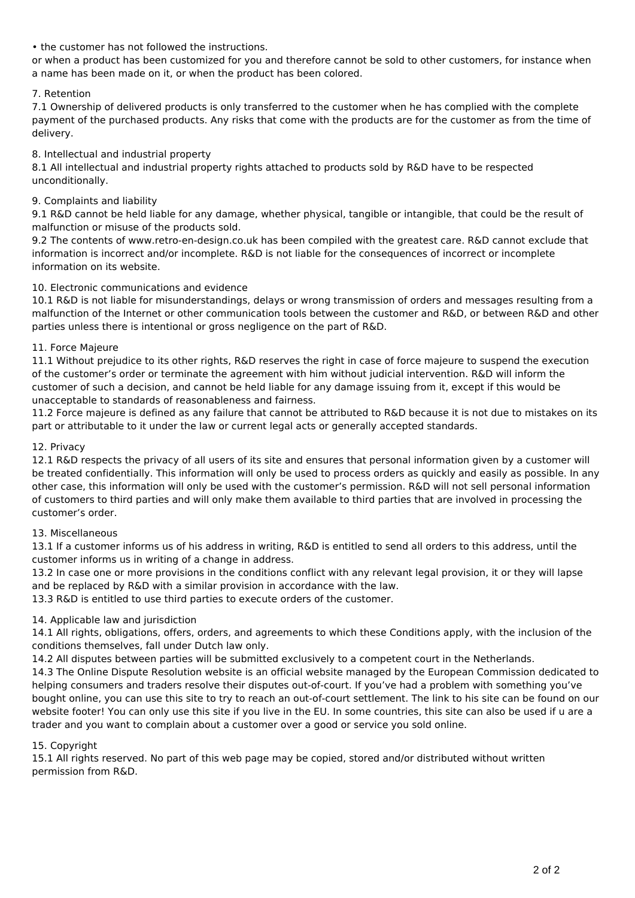- the customer has not followed the instructions.

or when a product has been customized for you and therefore cannot be sold to other customers, for instance when a name has been made on it, or when the product has been colored.

7. Retention

7.1 Ownership of delivered products is only transferred to the customer when he has complied with the complete payment of the purchased products. Any risks that come with the products are for the customer as from the time of delivery.

8. Intellectual and industrial property

8.1 All intellectual and industrial property rights attached to products sold by R&D have to be respected unconditionally.

9. Complaints and liability

9.1 R&D cannot be held liable for any damage, whether physical, tangible or intangible, that could be the result of malfunction or misuse of the products sold.

9.2 The contents of www.retro-en-design.co.uk has been compiled with the greatest care. R&D cannot exclude that information is incorrect and/or incomplete. R&D is not liable for the consequences of incorrect or incomplete information on its website.

10. Electronic communications and evidence

10.1 R&D is not liable for misunderstandings, delays or wrong transmission of orders and messages resulting from a malfunction of the Internet or other communication tools between the customer and R&D, or between R&D and other parties unless there is intentional or gross negligence on the part of R&D.

11. Force Majeure

11.1 Without prejudice to its other rights, R&D reserves the right in case of force majeure to suspend the execution of the customer's order or terminate the agreement with him without judicial intervention. R&D will inform the customer of such a decision, and cannot be held liable for any damage issuing from it, except if this would be unacceptable to standards of reasonableness and fairness.

11.2 Force majeure is defined as any failure that cannot be attributed to R&D because it is not due to mistakes on its part or attributable to it under the law or current legal acts or generally accepted standards.

12. Privacy

12.1 R&D respects the privacy of all users of its site and ensures that personal information given by a customer will be treated confidentially. This information will only be used to process orders as quickly and easily as possible. In any other case, this information will only be used with the customer's permission. R&D will not sell personal information of customers to third parties and will only make them available to third parties that are involved in processing the customer's order.

13. Miscellaneous

13.1 If a customer informs us of his address in writing, R&D is entitled to send all orders to this address, until the customer informs us in writing of a change in address.

13.2 In case one or more provisions in the conditions conflict with any relevant legal provision, it or they will lapse and be replaced by R&D with a similar provision in accordance with the law.

13.3 R&D is entitled to use third parties to execute orders of the customer.

14. Applicable law and jurisdiction

14.1 All rights, obligations, offers, orders, and agreements to which these Conditions apply, with the inclusion of the conditions themselves, fall under Dutch law only.

14.2 All disputes between parties will be submitted exclusively to a competent court in the Netherlands.

14.3 The Online Dispute Resolution website is an official website managed by the European Commission dedicated to helping consumers and traders resolve their disputes out-of-court. If you've had a problem with something you've bought online, you can use this site to try to reach an out-of-court settlement. The link to his site can be found on our website footer! You can only use this site if you live in the EU. In some countries, this site can also be used if u are a trader and you want to complain about a customer over a good or service you sold online.

15. Copyright

15.1 All rights reserved. No part of this web page may be copied, stored and/or distributed without written permission from R&D.